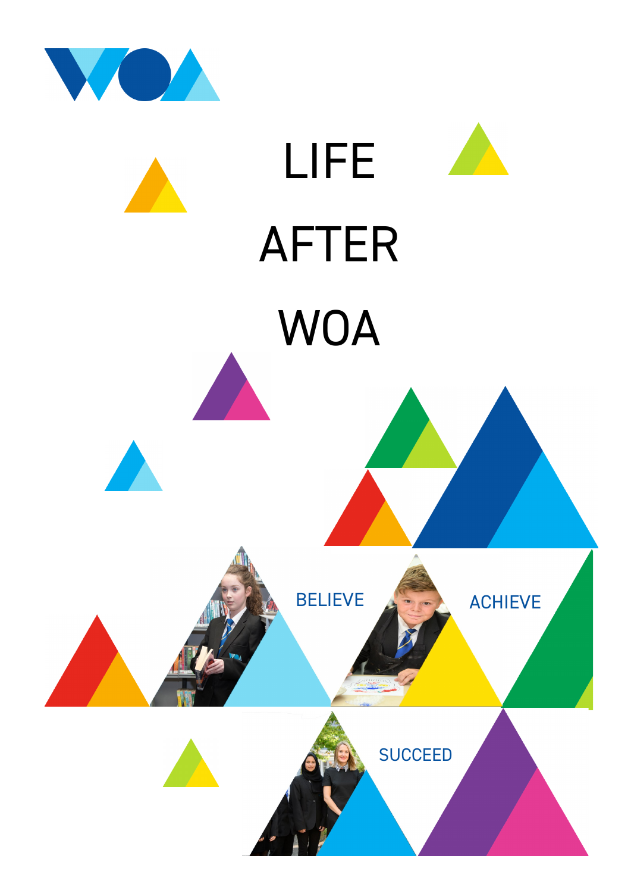WOA

# LIFE AFTER WOA

BELIEVE

ACHIEVE

SUCCEED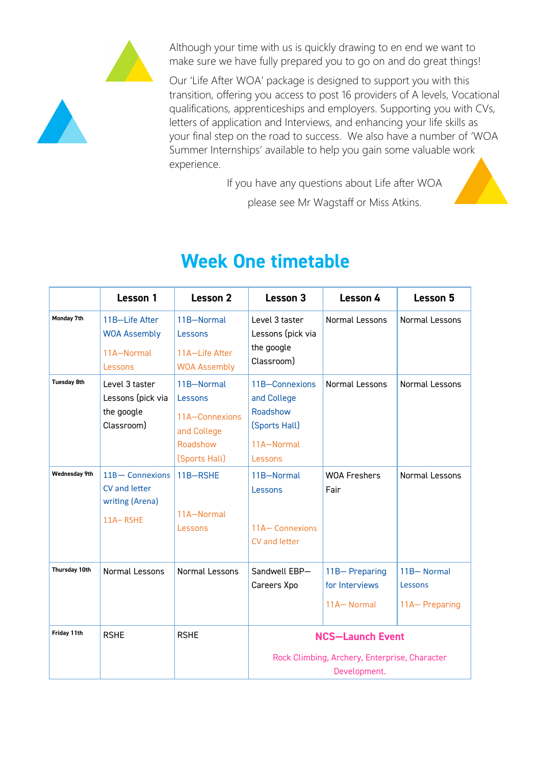Although your time with us is quickly drawing to en end we want to make sure we have fully prepared you to go on and do great things!

Our 'Life After WOA' package is designed to support you with this transition, offering you access to post 16 providers of A levels, Vocational qualifications, apprenticeships and employers. Supporting you with CVs, letters of application and Interviews, and enhancing your life skills as your final step on the road to success. We also have a number of 'WOA Summer Internships' available to help you gain some valuable work experience.

If you have any questions about Life after WOA please see Mr Wagstaff or Miss Atkins.

# Week One timetable

| | Lesson 1 | Lesson 2 | Lesson 3 | Lesson 4 | Lesson 5 |
|---|---|---|---|---|---|
| **Monday 7th** | 11B—Life After WOA Assembly<br>11A—Normal Lessons | 11B—Normal Lessons<br>11A—Life After WOA Assembly | Level 3 taster Lessons (pick via the google Classroom) | Normal Lessons | Normal Lessons |
| **Tuesday 8th** | Level 3 taster Lessons (pick via the google Classroom) | 11B—Normal Lessons<br>11A—Connexions and College Roadshow (Sports Hall) | 11B—Connexions and College Roadshow (Sports Hall)<br>11A—Normal Lessons | Normal Lessons | Normal Lessons |
| **Wednesday 9th** | 11B— Connexions CV and letter writing (Arena)<br>11A— RSHE | 11B—RSHE<br>11A—Normal Lessons | 11B—Normal Lessons<br>11A— Connexions CV and letter | WOA Freshers Fair | Normal Lessons |
| **Thursday 10th** | Normal Lessons | Normal Lessons | Sandwell EBP—Careers Xpo | 11B— Preparing for Interviews<br>11A— Normal | 11B— Normal Lessons<br>11A— Preparing |
| **Friday 11th** | RSHE | RSHE | **NCS—Launch Event**<br>Rock Climbing, Archery, Enterprise, Character Development. | | |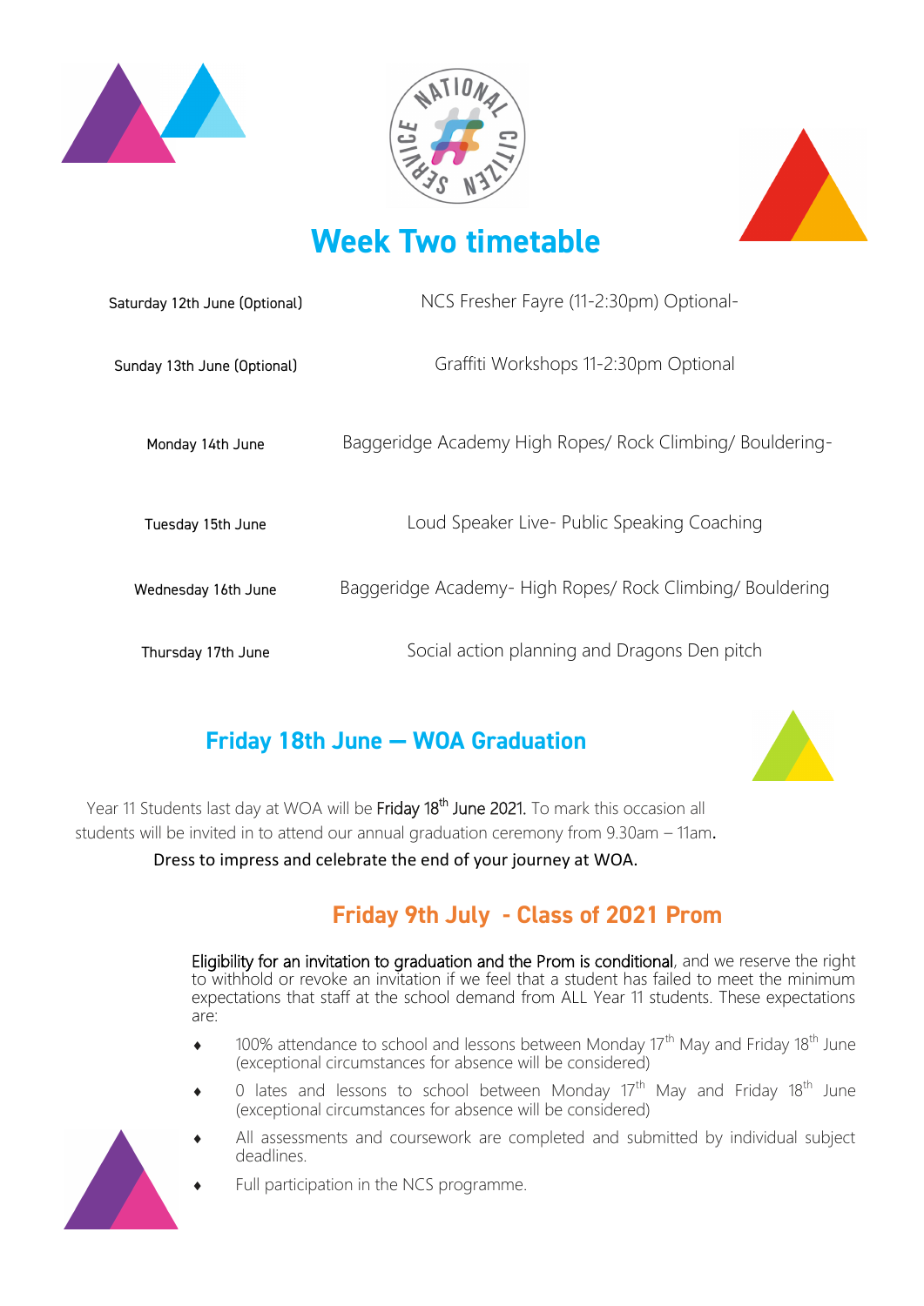# Week Two timetable

| | |
|---|---|
| Saturday 12th June (Optional) | NCS Fresher Fayre (11-2:30pm) Optional- |
| Sunday 13th June (Optional) | Graffiti Workshops 11-2:30pm Optional |
| Monday 14th June | Baggeridge Academy High Ropes/ Rock Climbing/ Bouldering- |
| Tuesday 15th June | Loud Speaker Live- Public Speaking Coaching |
| Wednesday 16th June | Baggeridge Academy- High Ropes/ Rock Climbing/ Bouldering |
| Thursday 17th June | Social action planning and Dragons Den pitch |

## Friday 18th June — WOA Graduation

Year 11 Students last day at WOA will be **Friday 18th June 2021.** To mark this occasion all students will be invited in to attend our annual graduation ceremony from 9.30am – 11am.

**Dress to impress and celebrate the end of your journey at WOA.**

## Friday 9th July - Class of 2021 Prom

**Eligibility for an invitation to graduation and the Prom is conditional**, and we reserve the right to withhold or revoke an invitation if we feel that a student has failed to meet the minimum expectations that staff at the school demand from ALL Year 11 students. These expectations are:

- 100% attendance to school and lessons between Monday 17th May and Friday 18th June (exceptional circumstances for absence will be considered)
- 0 lates and lessons to school between Monday 17th May and Friday 18th June (exceptional circumstances for absence will be considered)
- All assessments and coursework are completed and submitted by individual subject deadlines.
- Full participation in the NCS programme.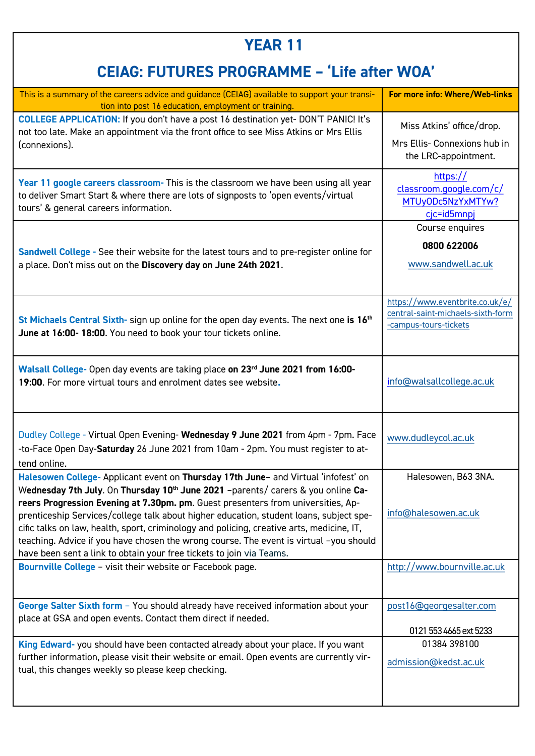# YEAR 11

# CEIAG: FUTURES PROGRAMME – 'Life after WOA'

| This is a summary of the careers advice and guidance (CEIAG) available to support your transition into post 16 education, employment or training. | **For more info: Where/Web-links** |
|---|---|
| **COLLEGE APPLICATION:** If you don't have a post 16 destination yet- DON'T PANIC! It's not too late. Make an appointment via the front office to see Miss Atkins or Mrs Ellis (connexions). | Miss Atkins' office/drop. Mrs Ellis- Connexions hub in the LRC-appointment. |
| **Year 11 google careers classroom-** This is the classroom we have been using all year to deliver Smart Start & where there are lots of signposts to 'open events/virtual tours' & general careers information. | https://classroom.google.com/c/MTUyODc5NzYxMTYw?cjc=id5mnpj |
| **Sandwell College -** See their website for the latest tours and to pre-register online for a place. Don't miss out on the **Discovery day on June 24th 2021**. | Course enquires **0800 622006** www.sandwell.ac.uk |
| **St Michaels Central Sixth-** sign up online for the open day events. The next one **is 16th June at 16:00- 18:00**. You need to book your tour tickets online. | https://www.eventbrite.co.uk/e/central-saint-michaels-sixth-form-campus-tours-tickets |
| **Walsall College-** Open day events are taking place **on 23rd June 2021 from 16:00-19:00**. For more virtual tours and enrolment dates see website. | info@walsallcollege.ac.uk |
| Dudley College - Virtual Open Evening- **Wednesday 9 June 2021** from 4pm - 7pm. Face-to-Face Open Day-**Saturday** 26 June 2021 from 10am - 2pm. You must register to attend online. | www.dudleycol.ac.uk |
| **Halesowen College-** Applicant event on **Thursday 17th June**– and Virtual 'infofest' on Wednesday 7th July. On **Thursday 10th June 2021** –parents/ carers & you online **Careers Progression Evening at 7.30pm. pm**. Guest presenters from universities, Apprenticeship Services/college talk about higher education, student loans, subject specific talks on law, health, sport, criminology and policing, creative arts, medicine, IT, teaching. Advice if you have chosen the wrong course. The event is virtual –you should have been sent a link to obtain your free tickets to join via Teams. | Halesowen, B63 3NA. info@halesowen.ac.uk |
| **Bournville College** – visit their website or Facebook page. | http://www.bournville.ac.uk |
| **George Salter Sixth form** – You should already have received information about your place at GSA and open events. Contact them direct if needed. | post16@georgesalter.com 0121 553 4665 ext 5233 |
| **King Edward-** you should have been contacted already about your place. If you want further information, please visit their website or email. Open events are currently virtual, this changes weekly so please keep checking. | 01384 398100 admission@kedst.ac.uk |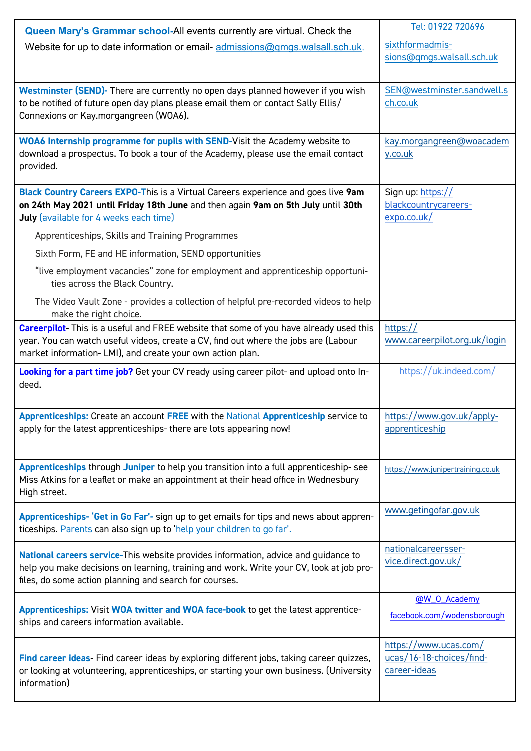| | |
|---|---|
| **Queen Mary's Grammar school**-All events currently are virtual. Check the Website for up to date information or email- admissions@qmgs.walsall.sch.uk. | Tel: 01922 720696<br><br>sixthformadmissions@qmgs.walsall.sch.uk |
| **Westminster (SEND)-** There are currently no open days planned however if you wish to be notified of future open day plans please email them or contact Sally Ellis/ Connexions or Kay.morgangreen (WOA6). | SEN@westminster.sandwell.sch.co.uk |
| **WOA6 Internship programme for pupils with SEND**-Visit the Academy website to download a prospectus. To book a tour of the Academy, please use the email contact provided. | kay.morgangreen@woacademy.co.uk |
| **Black Country Careers EXPO-**This is a Virtual Careers experience and goes live **9am on 24th May 2021 until Friday 18th June** and then again **9am on 5th July** until **30th July** (available for 4 weeks each time)<br><br>Apprenticeships, Skills and Training Programmes<br><br>Sixth Form, FE and HE information, SEND opportunities<br><br>"live employment vacancies" zone for employment and apprenticeship opportunities across the Black Country.<br><br>The Video Vault Zone - provides a collection of helpful pre-recorded videos to help make the right choice. | Sign up: https://blackcountrycareers-expo.co.uk/ |
| **Careerpilot**- This is a useful and FREE website that some of you have already used this year. You can watch useful videos, create a CV, find out where the jobs are (Labour market information- LMI), and create your own action plan. | https://www.careerpilot.org.uk/login |
| **Looking for a part time job?** Get your CV ready using career pilot- and upload onto Indeed. | https://uk.indeed.com/ |
| **Apprenticeships:** Create an account **FREE** with the National **Apprenticeship** service to apply for the latest apprenticeships- there are lots appearing now! | https://www.gov.uk/apply-apprenticeship |
| **Apprenticeships** through **Juniper** to help you transition into a full apprenticeship- see Miss Atkins for a leaflet or make an appointment at their head office in Wednesbury High street. | https://www.junipertraining.co.uk |
| **Apprenticeships- 'Get in Go Far'-** sign up to get emails for tips and news about apprenticeships. Parents can also sign up to 'help your children to go far'. | www.getingofar.gov.uk |
| **National careers service**-This website provides information, advice and guidance to help you make decisions on learning, training and work. Write your CV, look at job profiles, do some action planning and search for courses. | nationalcareersservice.direct.gov.uk/ |
| **Apprenticeships:** Visit **WOA twitter and WOA face-book** to get the latest apprenticeships and careers information available. | @W_O_Academy<br><br>facebook.com/wodensborough |
| **Find career ideas-** Find career ideas by exploring different jobs, taking career quizzes, or looking at volunteering, apprenticeships, or starting your own business. (University information) | https://www.ucas.com/ucas/16-18-choices/find-career-ideas |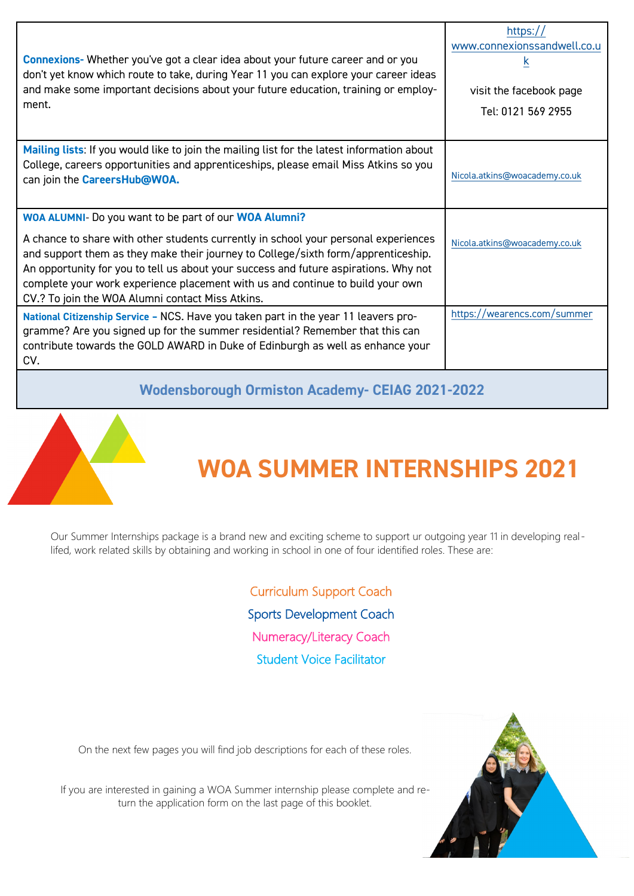| | |
|---|---|
| **Connexions-** Whether you've got a clear idea about your future career and or you don't yet know which route to take, during Year 11 you can explore your career ideas and make some important decisions about your future education, training or employment. | https://www.connexionssandwell.co.uk<br><br>visit the facebook page<br><br>Tel: 0121 569 2955 |
| **Mailing lists**: If you would like to join the mailing list for the latest information about College, careers opportunities and apprenticeships, please email Miss Atkins so you can join the **CareersHub@WOA.** | Nicola.atkins@woacademy.co.uk |
| **WOA ALUMNI**- Do you want to be part of our **WOA Alumni?**<br><br>A chance to share with other students currently in school your personal experiences and support them as they make their journey to College/sixth form/apprenticeship. An opportunity for you to tell us about your success and future aspirations. Why not complete your work experience placement with us and continue to build your own CV.? To join the WOA Alumni contact Miss Atkins. | Nicola.atkins@woacademy.co.uk |
| **National Citizenship Service –** NCS. Have you taken part in the year 11 leavers programme? Are you signed up for the summer residential? Remember that this can contribute towards the GOLD AWARD in Duke of Edinburgh as well as enhance your CV. | https://wearencs.com/summer |

**Wodensborough Ormiston Academy- CEIAG 2021-2022**

# WOA SUMMER INTERNSHIPS 2021

Our Summer Internships package is a brand new and exciting scheme to support ur outgoing year 11 in developing real-lifed, work related skills by obtaining and working in school in one of four identified roles. These are:

Curriculum Support Coach

Sports Development Coach

Numeracy/Literacy Coach

Student Voice Facilitator

On the next few pages you will find job descriptions for each of these roles.

If you are interested in gaining a WOA Summer internship please complete and return the application form on the last page of this booklet.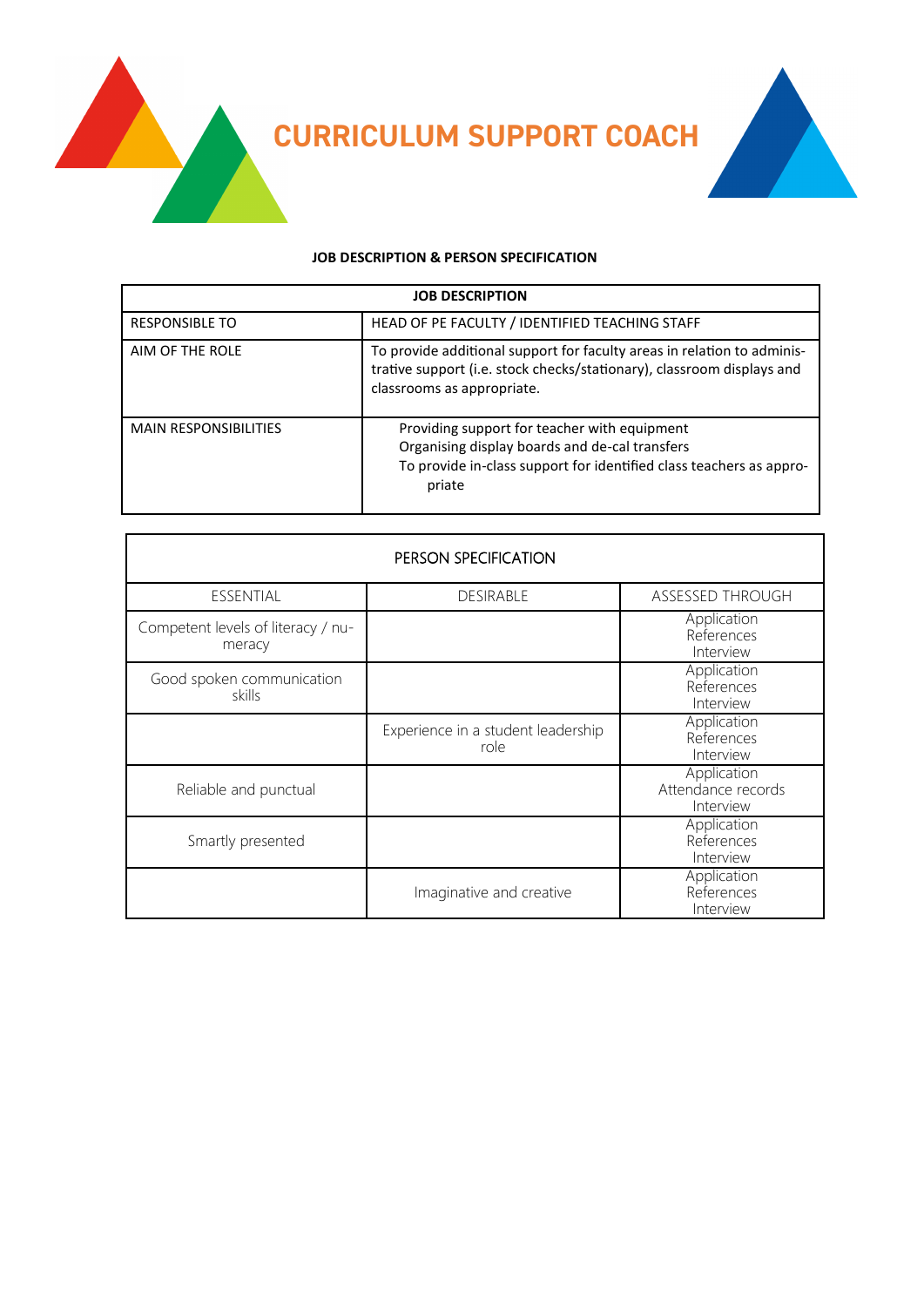# CURRICULUM SUPPORT COACH

**JOB DESCRIPTION & PERSON SPECIFICATION**

| JOB DESCRIPTION | |
|---|---|
| RESPONSIBLE TO | HEAD OF PE FACULTY / IDENTIFIED TEACHING STAFF |
| AIM OF THE ROLE | To provide additional support for faculty areas in relation to administrative support (i.e. stock checks/stationary), classroom displays and classrooms as appropriate. |
| MAIN RESPONSIBILITIES | Providing support for teacher with equipment<br>Organising display boards and de-cal transfers<br>To provide in-class support for identified class teachers as appropriate |

| PERSON SPECIFICATION | | |
|---|---|---|
| ESSENTIAL | DESIRABLE | ASSESSED THROUGH |
| Competent levels of literacy / numeracy | | Application<br>References<br>Interview |
| Good spoken communication skills | | Application<br>References<br>Interview |
| | Experience in a student leadership role | Application<br>References<br>Interview |
| Reliable and punctual | | Application<br>Attendance records<br>Interview |
| Smartly presented | | Application<br>References<br>Interview |
| | Imaginative and creative | Application<br>References<br>Interview |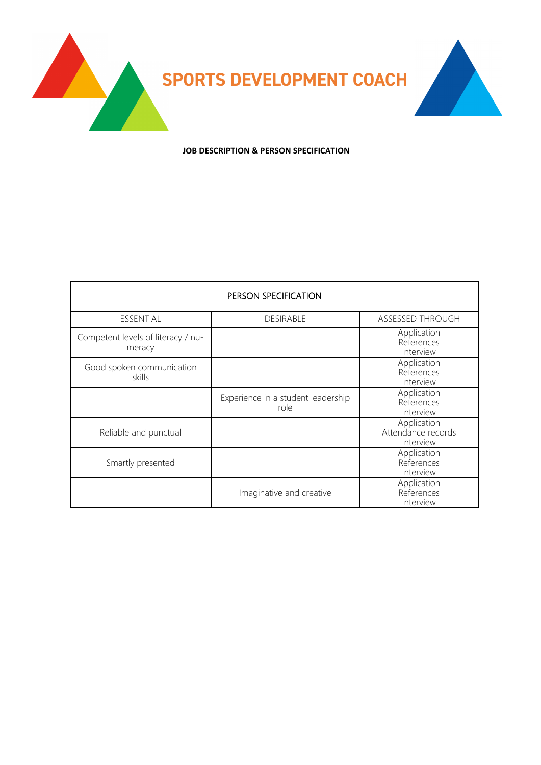# SPORTS DEVELOPMENT COACH

**JOB DESCRIPTION & PERSON SPECIFICATION**

| PERSON SPECIFICATION | | |
|---|---|---|
| ESSENTIAL | DESIRABLE | ASSESSED THROUGH |
| Competent levels of literacy / numeracy | | Application<br>References<br>Interview |
| Good spoken communication skills | | Application<br>References<br>Interview |
| | Experience in a student leadership role | Application<br>References<br>Interview |
| Reliable and punctual | | Application<br>Attendance records<br>Interview |
| Smartly presented | | Application<br>References<br>Interview |
| | Imaginative and creative | Application<br>References<br>Interview |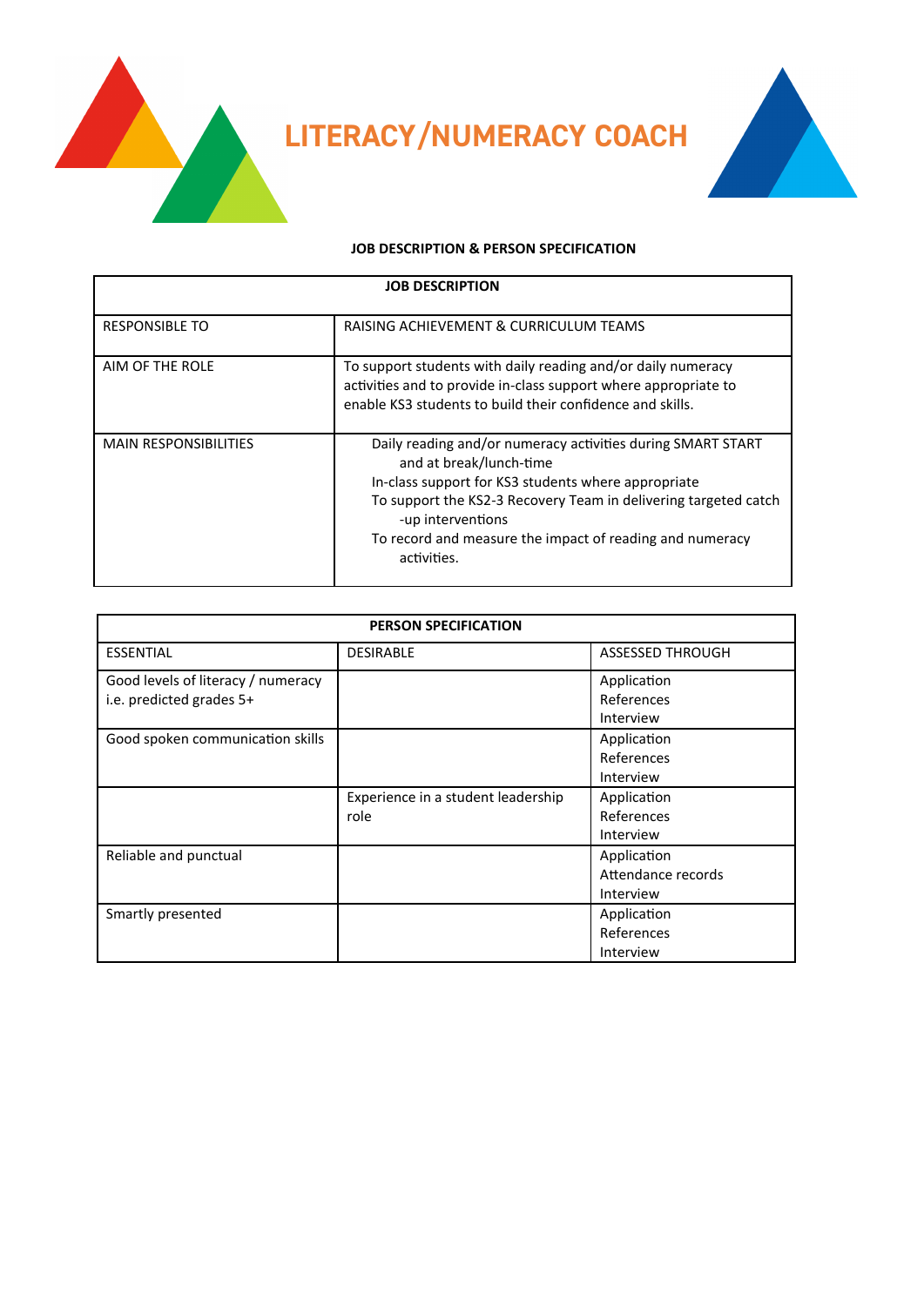# LITERACY/NUMERACY COACH

**JOB DESCRIPTION & PERSON SPECIFICATION**

| JOB DESCRIPTION | |
|---|---|
| RESPONSIBLE TO | RAISING ACHIEVEMENT & CURRICULUM TEAMS |
| AIM OF THE ROLE | To support students with daily reading and/or daily numeracy activities and to provide in-class support where appropriate to enable KS3 students to build their confidence and skills. |
| MAIN RESPONSIBILITIES | Daily reading and/or numeracy activities during SMART START and at break/lunch-time<br>In-class support for KS3 students where appropriate<br>To support the KS2-3 Recovery Team in delivering targeted catch-up interventions<br>To record and measure the impact of reading and numeracy activities. |

| PERSON SPECIFICATION | | |
|---|---|---|
| ESSENTIAL | DESIRABLE | ASSESSED THROUGH |
| Good levels of literacy / numeracy i.e. predicted grades 5+ | | Application<br>References<br>Interview |
| Good spoken communication skills | | Application<br>References<br>Interview |
| | Experience in a student leadership role | Application<br>References<br>Interview |
| Reliable and punctual | | Application<br>Attendance records<br>Interview |
| Smartly presented | | Application<br>References<br>Interview |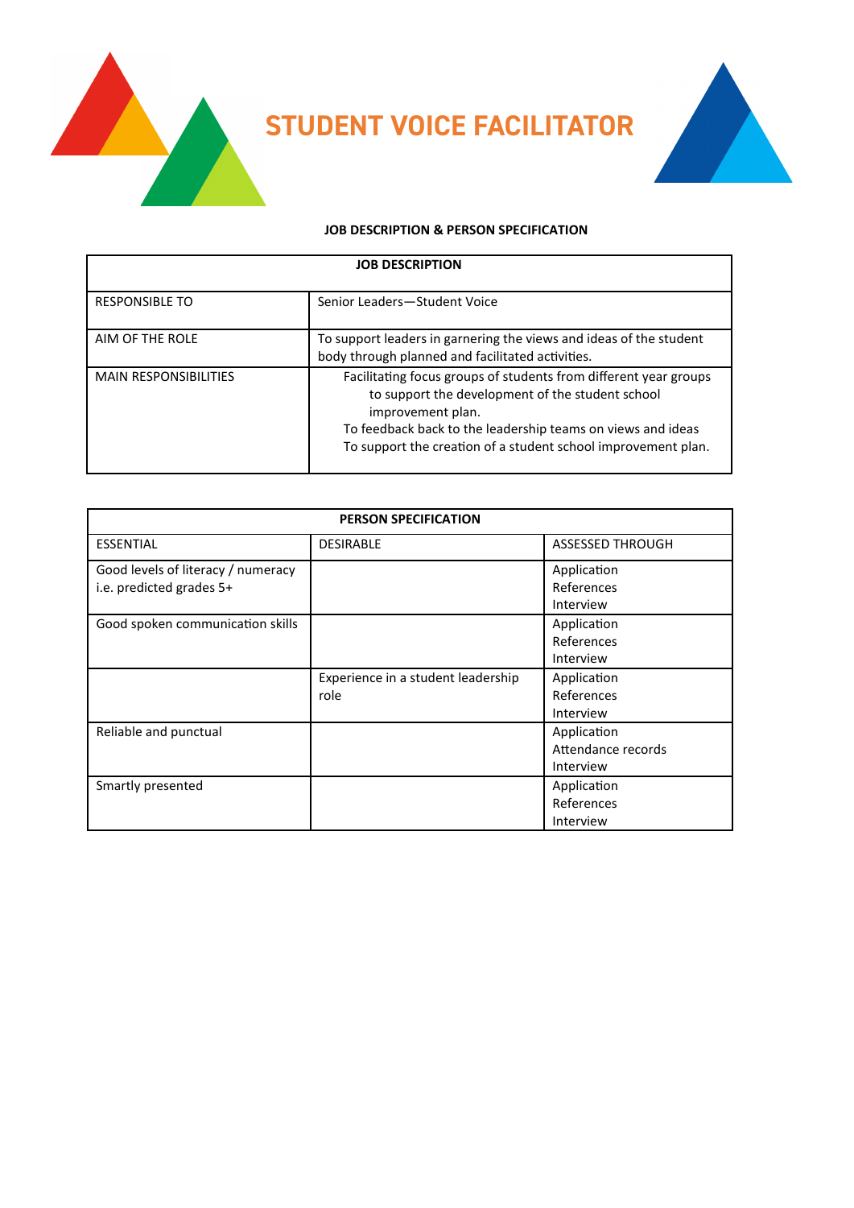# STUDENT VOICE FACILITATOR

**JOB DESCRIPTION & PERSON SPECIFICATION**

| **JOB DESCRIPTION** | |
|---|---|
| RESPONSIBLE TO | Senior Leaders—Student Voice |
| AIM OF THE ROLE | To support leaders in garnering the views and ideas of the student body through planned and facilitated activities. |
| MAIN RESPONSIBILITIES | Facilitating focus groups of students from different year groups to support the development of the student school improvement plan.<br>To feedback back to the leadership teams on views and ideas<br>To support the creation of a student school improvement plan. |

| **PERSON SPECIFICATION** | | |
|---|---|---|
| ESSENTIAL | DESIRABLE | ASSESSED THROUGH |
| Good levels of literacy / numeracy i.e. predicted grades 5+ | | Application<br>References<br>Interview |
| Good spoken communication skills | | Application<br>References<br>Interview |
| | Experience in a student leadership role | Application<br>References<br>Interview |
| Reliable and punctual | | Application<br>Attendance records<br>Interview |
| Smartly presented | | Application<br>References<br>Interview |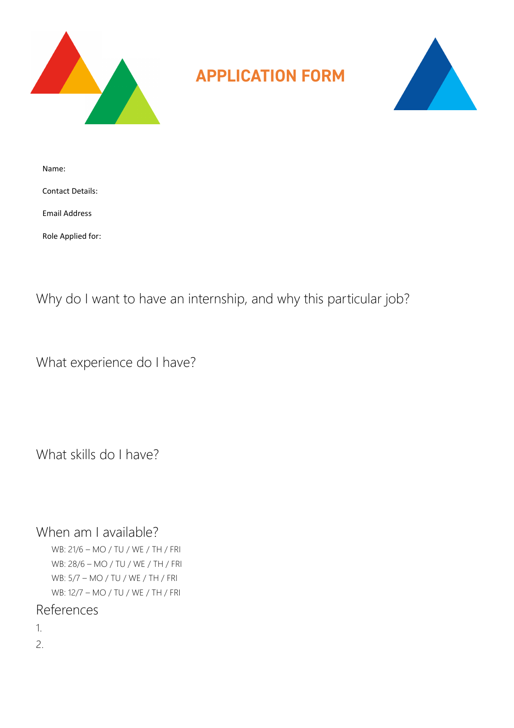# APPLICATION FORM

Name:

Contact Details:

Email Address

Role Applied for:

## Why do I want to have an internship, and why this particular job?

## What experience do I have?

## What skills do I have?

## When am I available?

WB: 21/6 – MO / TU / WE / TH / FRI

WB: 28/6 – MO / TU / WE / TH / FRI

WB: 5/7 – MO / TU / WE / TH / FRI

WB: 12/7 – MO / TU / WE / TH / FRI

## References

1.

2.